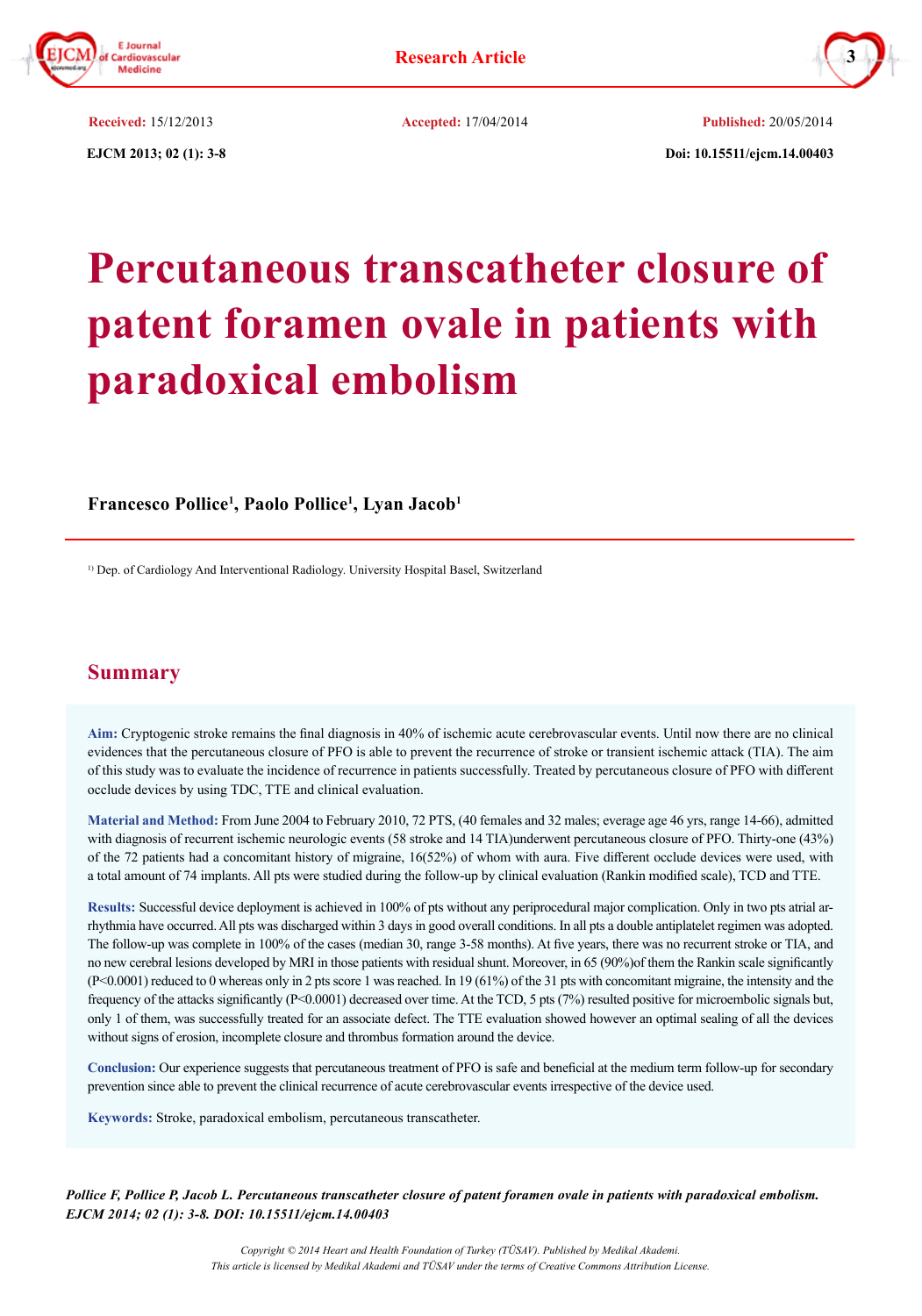**Received:** 15/12/2013 **Accepted:** 17/04/2014 **Published:** 20/05/2014

**EJCM 2013; 02 (1): 3-8** **Doi: 10.15511/ejcm.14.00403**

# Percutaneous transcatheter closure of patent foramen ovale in patients with paradoxical embolism

**Francesco Pollice[1], Paolo Pollice[1], Lyan Jacob[1]**

[1]) Dep. of Cardiology And Interventional Radiology. University Hospital Basel, Switzerland

## Summary

**Aim:** Cryptogenic stroke remains the final diagnosis in 40% of ischemic acute cerebrovascular events. Until now there are no clinical evidences that the percutaneous closure of PFO is able to prevent the recurrence of stroke or transient ischemic attack (TIA). The aim of this study was to evaluate the incidence of recurrence in patients successfully. Treated by percutaneous closure of PFO with different occlude devices by using TDC, TTE and clinical evaluation.

**Material and Method:** From June 2004 to February 2010, 72 PTS, (40 females and 32 males; everage age 46 yrs, range 14-66), admitted with diagnosis of recurrent ischemic neurologic events (58 stroke and 14 TIA)underwent percutaneous closure of PFO. Thirty-one (43%) of the 72 patients had a concomitant history of migraine, 16(52%) of whom with aura. Five different occlude devices were used, with a total amount of 74 implants. All pts were studied during the follow-up by clinical evaluation (Rankin modified scale), TCD and TTE.

**Results:** Successful device deployment is achieved in 100% of pts without any periprocedural major complication. Only in two pts atrial arrhythmia have occurred. All pts was discharged within 3 days in good overall conditions. In all pts a double antiplatelet regimen was adopted. The follow-up was complete in 100% of the cases (median 30, range 3-58 months). At five years, there was no recurrent stroke or TIA, and no new cerebral lesions developed by MRI in those patients with residual shunt. Moreover, in 65 (90%)of them the Rankin scale significantly ($P<0.0001$) reduced to 0 whereas only in 2 pts score 1 was reached. In 19 (61%) of the 31 pts with concomitant migraine, the intensity and the frequency of the attacks significantly ($P<0.0001$) decreased over time. At the TCD, 5 pts (7%) resulted positive for microembolic signals but, only 1 of them, was successfully treated for an associate defect. The TTE evaluation showed however an optimal sealing of all the devices without signs of erosion, incomplete closure and thrombus formation around the device.

**Conclusion:** Our experience suggests that percutaneous treatment of PFO is safe and beneficial at the medium term follow-up for secondary prevention since able to prevent the clinical recurrence of acute cerebrovascular events irrespective of the device used.

**Keywords:** Stroke, paradoxical embolism, percutaneous transcatheter.

***Pollice F, Pollice P, Jacob L. Percutaneous transcatheter closure of patent foramen ovale in patients with paradoxical embolism. EJCM 2014; 02 (1): 3-8. DOI: 10.15511/ejcm.14.00403***

*Copyright © 2014 Heart and Health Foundation of Turkey (TÜSAV). Published by Medikal Akademi.*
*This article is licensed by Medikal Akademi and TÜSAV under the terms of Creative Commons Attribution License.*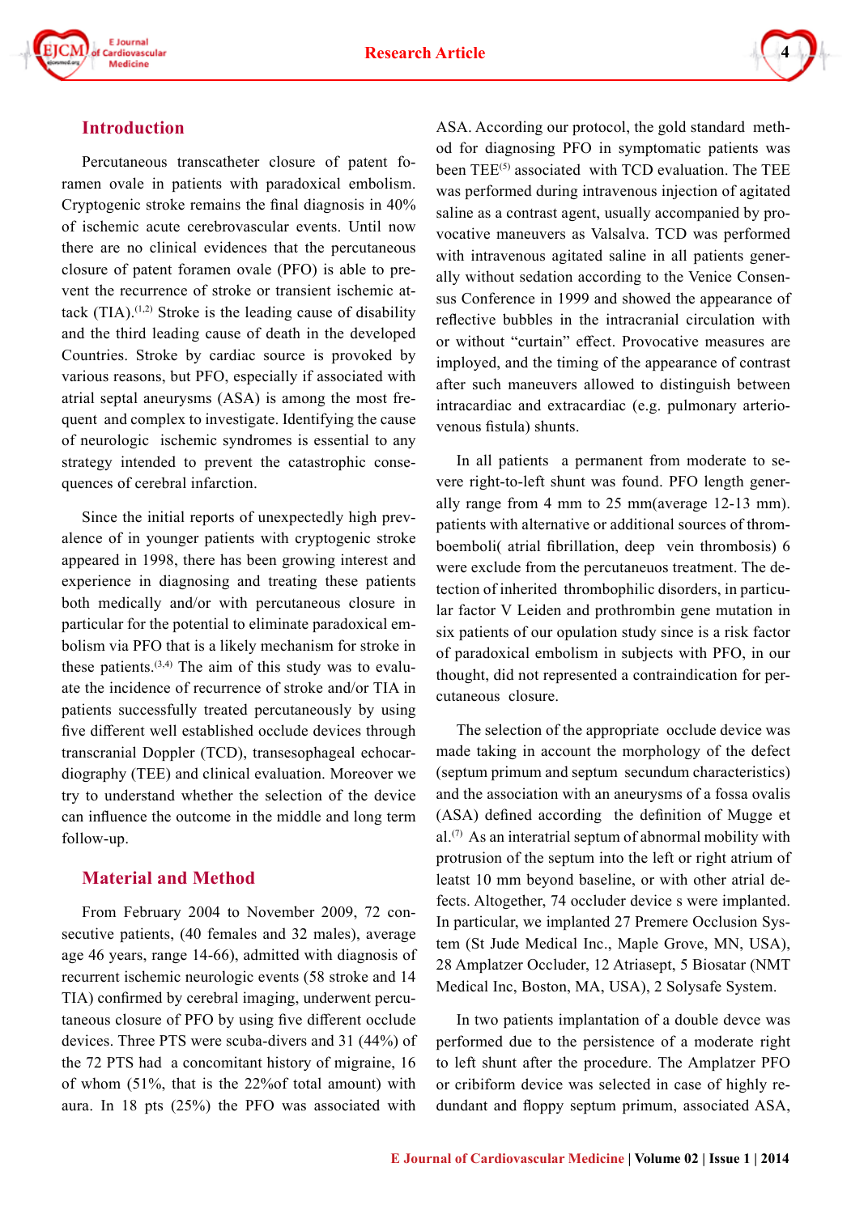## Introduction

Percutaneous transcatheter closure of patent foramen ovale in patients with paradoxical embolism. Cryptogenic stroke remains the final diagnosis in 40% of ischemic acute cerebrovascular events. Until now there are no clinical evidences that the percutaneous closure of patent foramen ovale (PFO) is able to prevent the recurrence of stroke or transient ischemic attack (TIA).[1,2] Stroke is the leading cause of disability and the third leading cause of death in the developed Countries. Stroke by cardiac source is provoked by various reasons, but PFO, especially if associated with atrial septal aneurysms (ASA) is among the most frequent and complex to investigate. Identifying the cause of neurologic ischemic syndromes is essential to any strategy intended to prevent the catastrophic consequences of cerebral infarction.

Since the initial reports of unexpectedly high prevalence of in younger patients with cryptogenic stroke appeared in 1998, there has been growing interest and experience in diagnosing and treating these patients both medically and/or with percutaneous closure in particular for the potential to eliminate paradoxical embolism via PFO that is a likely mechanism for stroke in these patients.[3,4] The aim of this study was to evaluate the incidence of recurrence of stroke and/or TIA in patients successfully treated percutaneously by using five different well established occlude devices through transcranial Doppler (TCD), transesophageal echocardiography (TEE) and clinical evaluation. Moreover we try to understand whether the selection of the device can influence the outcome in the middle and long term follow-up.

## Material and Method

From February 2004 to November 2009, 72 consecutive patients, (40 females and 32 males), average age 46 years, range 14-66), admitted with diagnosis of recurrent ischemic neurologic events (58 stroke and 14 TIA) confirmed by cerebral imaging, underwent percutaneous closure of PFO by using five different occlude devices. Three PTS were scuba-divers and 31 (44%) of the 72 PTS had a concomitant history of migraine, 16 of whom (51%, that is the 22%of total amount) with aura. In 18 pts (25%) the PFO was associated with ASA. According our protocol, the gold standard method for diagnosing PFO in symptomatic patients was been TEE[5] associated with TCD evaluation. The TEE was performed during intravenous injection of agitated saline as a contrast agent, usually accompanied by provocative maneuvers as Valsalva. TCD was performed with intravenous agitated saline in all patients generally without sedation according to the Venice Consensus Conference in 1999 and showed the appearance of reflective bubbles in the intracranial circulation with or without "curtain" effect. Provocative measures are imployed, and the timing of the appearance of contrast after such maneuvers allowed to distinguish between intracardiac and extracardiac (e.g. pulmonary arteriovenous fistula) shunts.

In all patients a permanent from moderate to severe right-to-left shunt was found. PFO length generally range from 4 mm to 25 mm(average 12-13 mm). patients with alternative or additional sources of thromboemboli( atrial fibrillation, deep vein thrombosis) 6 were exclude from the percutaneuos treatment. The detection of inherited thrombophilic disorders, in particular factor V Leiden and prothrombin gene mutation in six patients of our opulation study since is a risk factor of paradoxical embolism in subjects with PFO, in our thought, did not represented a contraindication for percutaneous closure.

The selection of the appropriate occlude device was made taking in account the morphology of the defect (septum primum and septum secundum characteristics) and the association with an aneurysms of a fossa ovalis (ASA) defined according the definition of Mugge et al.[7] As an interatrial septum of abnormal mobility with protrusion of the septum into the left or right atrium of leatst 10 mm beyond baseline, or with other atrial defects. Altogether, 74 occluder device s were implanted. In particular, we implanted 27 Premere Occlusion System (St Jude Medical Inc., Maple Grove, MN, USA), 28 Amplatzer Occluder, 12 Atriasept, 5 Biosatar (NMT Medical Inc, Boston, MA, USA), 2 Solysafe System.

In two patients implantation of a double devce was performed due to the persistence of a moderate right to left shunt after the procedure. The Amplatzer PFO or cribiform device was selected in case of highly redundant and floppy septum primum, associated ASA,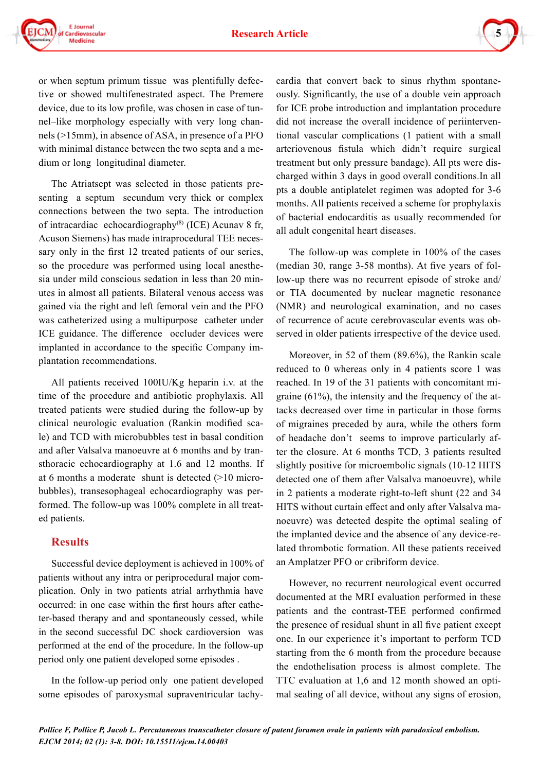or when septum primum tissue was plentifully defective or showed multifenestrated aspect. The Premere device, due to its low profile, was chosen in case of tunnel–like morphology especially with very long channels (>15mm), in absence of ASA, in presence of a PFO with minimal distance between the two septa and a medium or long longitudinal diameter.

The Atriatsept was selected in those patients presenting a septum secundum very thick or complex connections between the two septa. The introduction of intracardiac echocardiography[8] (ICE) Acunav 8 fr, Acuson Siemens) has made intraprocedural TEE necessary only in the first 12 treated patients of our series, so the procedure was performed using local anesthesia under mild conscious sedation in less than 20 minutes in almost all patients. Bilateral venous access was gained via the right and left femoral vein and the PFO was catheterized using a multipurpose catheter under ICE guidance. The difference occluder devices were implanted in accordance to the specific Company implantation recommendations.

All patients received 100IU/Kg heparin i.v. at the time of the procedure and antibiotic prophylaxis. All treated patients were studied during the follow-up by clinical neurologic evaluation (Rankin modified scale) and TCD with microbubbles test in basal condition and after Valsalva manoeuvre at 6 months and by transthoracic echocardiography at 1.6 and 12 months. If at 6 months a moderate shunt is detected (>10 microbubbles), transesophageal echocardiography was performed. The follow-up was 100% complete in all treated patients.

## Results

Successful device deployment is achieved in 100% of patients without any intra or periprocedural major complication. Only in two patients atrial arrhythmia have occurred: in one case within the first hours after catheter-based therapy and and spontaneously cessed, while in the second successful DC shock cardioversion was performed at the end of the procedure. In the follow-up period only one patient developed some episodes .

In the follow-up period only one patient developed some episodes of paroxysmal supraventricular tachycardia that convert back to sinus rhythm spontaneously. Significantly, the use of a double vein approach for ICE probe introduction and implantation procedure did not increase the overall incidence of periinterventional vascular complications (1 patient with a small arteriovenous fistula which didn't require surgical treatment but only pressure bandage). All pts were discharged within 3 days in good overall conditions.In all pts a double antiplatelet regimen was adopted for 3-6 months. All patients received a scheme for prophylaxis of bacterial endocarditis as usually recommended for all adult congenital heart diseases.

The follow-up was complete in 100% of the cases (median 30, range 3-58 months). At five years of follow-up there was no recurrent episode of stroke and/or TIA documented by nuclear magnetic resonance (NMR) and neurological examination, and no cases of recurrence of acute cerebrovascular events was observed in older patients irrespective of the device used.

Moreover, in 52 of them (89.6%), the Rankin scale reduced to 0 whereas only in 4 patients score 1 was reached. In 19 of the 31 patients with concomitant migraine (61%), the intensity and the frequency of the attacks decreased over time in particular in those forms of migraines preceded by aura, while the others form of headache don't seems to improve particularly after the closure. At 6 months TCD, 3 patients resulted slightly positive for microembolic signals (10-12 HITS detected one of them after Valsalva manoeuvre), while in 2 patients a moderate right-to-left shunt (22 and 34 HITS without curtain effect and only after Valsalva manoeuvre) was detected despite the optimal sealing of the implanted device and the absence of any device-related thrombotic formation. All these patients received an Amplatzer PFO or cribriform device.

However, no recurrent neurological event occurred documented at the MRI evaluation performed in these patients and the contrast-TEE performed confirmed the presence of residual shunt in all five patient except one. In our experience it's important to perform TCD starting from the 6 month from the procedure because the endothelisation process is almost complete. The TTC evaluation at 1,6 and 12 month showed an optimal sealing of all device, without any signs of erosion,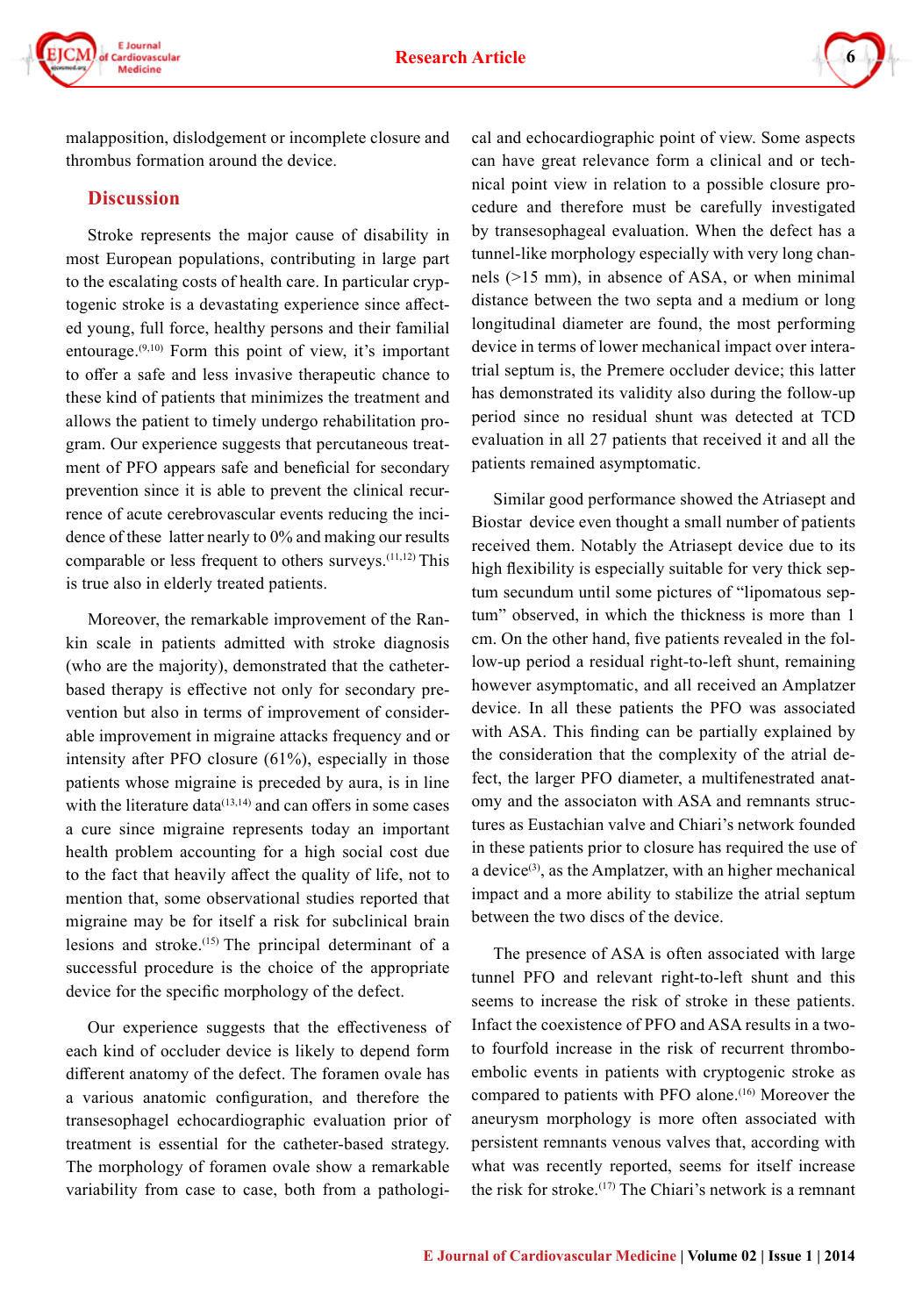malapposition, dislodgement or incomplete closure and thrombus formation around the device.

## Discussion

Stroke represents the major cause of disability in most European populations, contributing in large part to the escalating costs of health care. In particular cryptogenic stroke is a devastating experience since affected young, full force, healthy persons and their familial entourage.[9,10] Form this point of view, it's important to offer a safe and less invasive therapeutic chance to these kind of patients that minimizes the treatment and allows the patient to timely undergo rehabilitation program. Our experience suggests that percutaneous treatment of PFO appears safe and beneficial for secondary prevention since it is able to prevent the clinical recurrence of acute cerebrovascular events reducing the incidence of these latter nearly to 0% and making our results comparable or less frequent to others surveys.[11,12] This is true also in elderly treated patients.

Moreover, the remarkable improvement of the Rankin scale in patients admitted with stroke diagnosis (who are the majority), demonstrated that the catheter-based therapy is effective not only for secondary prevention but also in terms of improvement of considerable improvement in migraine attacks frequency and or intensity after PFO closure (61%), especially in those patients whose migraine is preceded by aura, is in line with the literature data[13,14] and can offers in some cases a cure since migraine represents today an important health problem accounting for a high social cost due to the fact that heavily affect the quality of life, not to mention that, some observational studies reported that migraine may be for itself a risk for subclinical brain lesions and stroke.[15] The principal determinant of a successful procedure is the choice of the appropriate device for the specific morphology of the defect.

Our experience suggests that the effectiveness of each kind of occluder device is likely to depend form different anatomy of the defect. The foramen ovale has a various anatomic configuration, and therefore the transesophagel echocardiographic evaluation prior of treatment is essential for the catheter-based strategy. The morphology of foramen ovale show a remarkable variability from case to case, both from a pathological and echocardiographic point of view. Some aspects can have great relevance form a clinical and or technical point view in relation to a possible closure procedure and therefore must be carefully investigated by transesophageal evaluation. When the defect has a tunnel-like morphology especially with very long channels (>15 mm), in absence of ASA, or when minimal distance between the two septa and a medium or long longitudinal diameter are found, the most performing device in terms of lower mechanical impact over interatrial septum is, the Premere occluder device; this latter has demonstrated its validity also during the follow-up period since no residual shunt was detected at TCD evaluation in all 27 patients that received it and all the patients remained asymptomatic.

Similar good performance showed the Atriasept and Biostar device even thought a small number of patients received them. Notably the Atriasept device due to its high flexibility is especially suitable for very thick septum secundum until some pictures of "lipomatous septum" observed, in which the thickness is more than 1 cm. On the other hand, five patients revealed in the follow-up period a residual right-to-left shunt, remaining however asymptomatic, and all received an Amplatzer device. In all these patients the PFO was associated with ASA. This finding can be partially explained by the consideration that the complexity of the atrial defect, the larger PFO diameter, a multifenestrated anatomy and the associaton with ASA and remnants structures as Eustachian valve and Chiari's network founded in these patients prior to closure has required the use of a device[3], as the Amplatzer, with an higher mechanical impact and a more ability to stabilize the atrial septum between the two discs of the device.

The presence of ASA is often associated with large tunnel PFO and relevant right-to-left shunt and this seems to increase the risk of stroke in these patients. Infact the coexistence of PFO and ASA results in a two-to fourfold increase in the risk of recurrent thromboembolic events in patients with cryptogenic stroke as compared to patients with PFO alone.[16] Moreover the aneurysm morphology is more often associated with persistent remnants venous valves that, according with what was recently reported, seems for itself increase the risk for stroke.[17] The Chiari's network is a remnant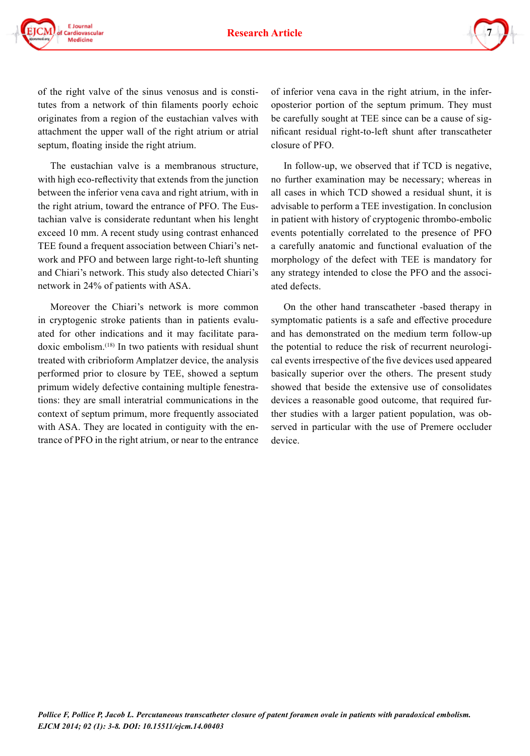of the right valve of the sinus venosus and is constitutes from a network of thin filaments poorly echoic originates from a region of the eustachian valves with attachment the upper wall of the right atrium or atrial septum, floating inside the right atrium.

The eustachian valve is a membranous structure, with high eco-reflectivity that extends from the junction between the inferior vena cava and right atrium, with in the right atrium, toward the entrance of PFO. The Eustachian valve is considerate reduntant when his lenght exceed 10 mm. A recent study using contrast enhanced TEE found a frequent association between Chiari's network and PFO and between large right-to-left shunting and Chiari's network. This study also detected Chiari's network in 24% of patients with ASA.

Moreover the Chiari's network is more common in cryptogenic stroke patients than in patients evaluated for other indications and it may facilitate paradoxic embolism.[18] In two patients with residual shunt treated with cribrioform Amplatzer device, the analysis performed prior to closure by TEE, showed a septum primum widely defective containing multiple fenestrations: they are small interatrial communications in the context of septum primum, more frequently associated with ASA. They are located in contiguity with the entrance of PFO in the right atrium, or near to the entrance of inferior vena cava in the right atrium, in the inferoposterior portion of the septum primum. They must be carefully sought at TEE since can be a cause of significant residual right-to-left shunt after transcatheter closure of PFO.

In follow-up, we observed that if TCD is negative, no further examination may be necessary; whereas in all cases in which TCD showed a residual shunt, it is advisable to perform a TEE investigation. In conclusion in patient with history of cryptogenic thrombo-embolic events potentially correlated to the presence of PFO a carefully anatomic and functional evaluation of the morphology of the defect with TEE is mandatory for any strategy intended to close the PFO and the associated defects.

On the other hand transcatheter -based therapy in symptomatic patients is a safe and effective procedure and has demonstrated on the medium term follow-up the potential to reduce the risk of recurrent neurological events irrespective of the five devices used appeared basically superior over the others. The present study showed that beside the extensive use of consolidates devices a reasonable good outcome, that required further studies with a larger patient population, was observed in particular with the use of Premere occluder device.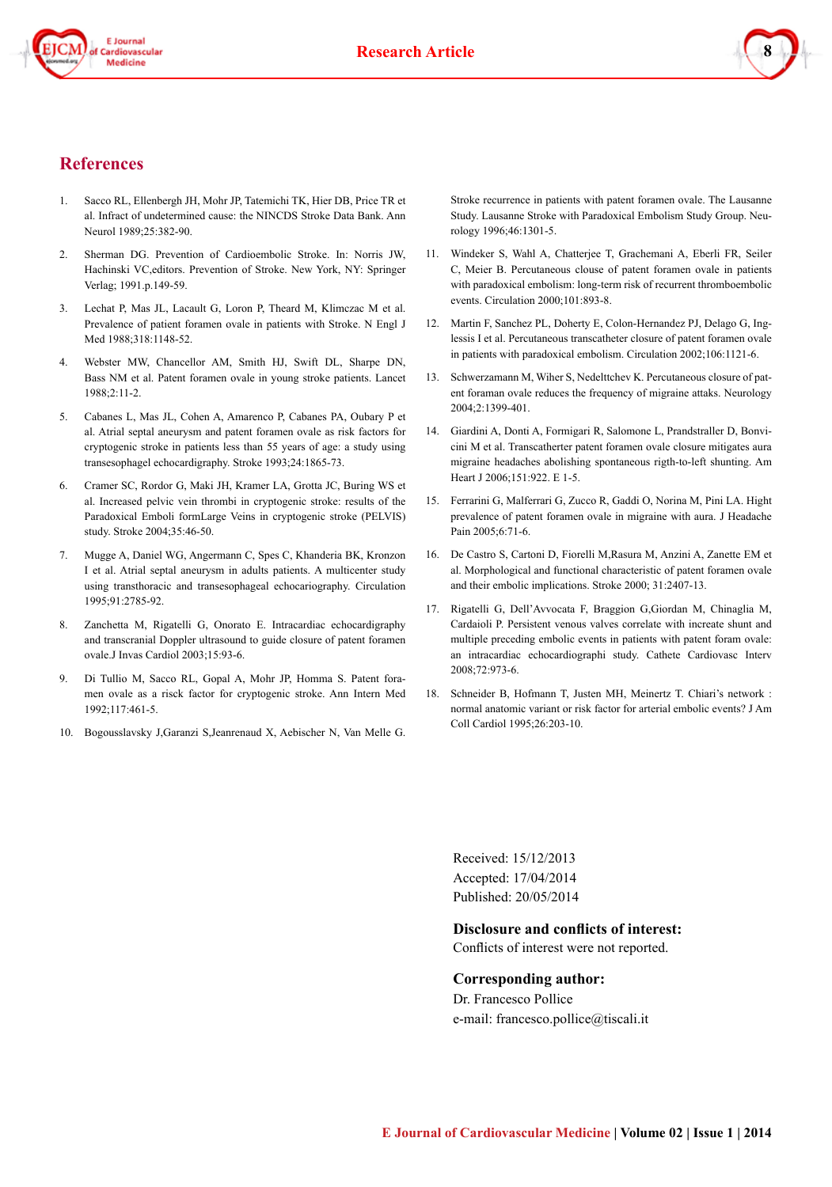## References

1. Sacco RL, Ellenbergh JH, Mohr JP, Tatemichi TK, Hier DB, Price TR et al. Infract of undetermined cause: the NINCDS Stroke Data Bank. Ann Neurol 1989;25:382-90.
2. Sherman DG. Prevention of Cardioembolic Stroke. In: Norris JW, Hachinski VC,editors. Prevention of Stroke. New York, NY: Springer Verlag; 1991.p.149-59.
3. Lechat P, Mas JL, Lacault G, Loron P, Theard M, Klimczac M et al. Prevalence of patient foramen ovale in patients with Stroke. N Engl J Med 1988;318:1148-52.
4. Webster MW, Chancellor AM, Smith HJ, Swift DL, Sharpe DN, Bass NM et al. Patent foramen ovale in young stroke patients. Lancet 1988;2:11-2.
5. Cabanes L, Mas JL, Cohen A, Amarenco P, Cabanes PA, Oubary P et al. Atrial septal aneurysm and patent foramen ovale as risk factors for cryptogenic stroke in patients less than 55 years of age: a study using transesophagel echocardigraphy. Stroke 1993;24:1865-73.
6. Cramer SC, Rordor G, Maki JH, Kramer LA, Grotta JC, Buring WS et al. Increased pelvic vein thrombi in cryptogenic stroke: results of the Paradoxical Emboli formLarge Veins in cryptogenic stroke (PELVIS) study. Stroke 2004;35:46-50.
7. Mugge A, Daniel WG, Angermann C, Spes C, Khanderia BK, Kronzon I et al. Atrial septal aneurysm in adults patients. A multicenter study using transthoracic and transesophageal echocardiography. Circulation 1995;91:2785-92.
8. Zanchetta M, Rigatelli G, Onorato E. Intracardiac echocardigraphy and transcranial Doppler ultrasound to guide closure of patent foramen ovale.J Invas Cardiol 2003;15:93-6.
9. Di Tullio M, Sacco RL, Gopal A, Mohr JP, Homma S. Patent foramen ovale as a risck factor for cryptogenic stroke. Ann Intern Med 1992;117:461-5.
10. Bogousslavsky J,Garanzi S,Jeanrenaud X, Aebischer N, Van Melle G. Stroke recurrence in patients with patent foramen ovale. The Lausanne Study. Lausanne Stroke with Paradoxical Embolism Study Group. Neurology 1996;46:1301-5.
11. Windeker S, Wahl A, Chatterjee T, Grachemani A, Eberli FR, Seiler C, Meier B. Percutaneous clouse of patent foramen ovale in patients with paradoxical embolism: long-term risk of recurrent thromboembolic events. Circulation 2000;101:893-8.
12. Martin F, Sanchez PL, Doherty E, Colon-Hernandez PJ, Delago G, Inglessis I et al. Percutaneous transcatheter closure of patent foramen ovale in patients with paradoxical embolism. Circulation 2002;106:1121-6.
13. Schwerzamann M, Wiher S, Nedelttchev K. Percutaneous closure of patent foraman ovale reduces the frequency of migraine attaks. Neurology 2004;2:1399-401.
14. Giardini A, Donti A, Formigari R, Salomone L, Prandstraller D, Bonvicini M et al. Transcatherter patent foramen ovale closure mitigates aura migraine headaches abolishing spontaneous rigth-to-left shunting. Am Heart J 2006;151:922. E 1-5.
15. Ferrarini G, Malferrari G, Zucco R, Gaddi O, Norina M, Pini LA. Hight prevalence of patent foramen ovale in migraine with aura. J Headache Pain 2005;6:71-6.
16. De Castro S, Cartoni D, Fiorelli M,Rasura M, Anzini A, Zanette EM et al. Morphological and functional characteristic of patent foramen ovale and their embolic implications. Stroke 2000; 31:2407-13.
17. Rigatelli G, Dell'Avvocata F, Braggion G,Giordan M, Chinaglia M, Cardaioli P. Persistent venous valves correlate with increate shunt and multiple preceding embolic events in patients with patent foram ovale: an intracardiac echocardiographi study. Cathete Cardiovasc Interv 2008;72:973-6.
18. Schneider B, Hofmann T, Justen MH, Meinertz T. Chiari's network : normal anatomic variant or risk factor for arterial embolic events? J Am Coll Cardiol 1995;26:203-10.

Received: 15/12/2013
Accepted: 17/04/2014
Published: 20/05/2014

**Disclosure and conflicts of interest:**
Conflicts of interest were not reported.

**Corresponding author:**
Dr. Francesco Pollice
e-mail: francesco.pollice@tiscali.it